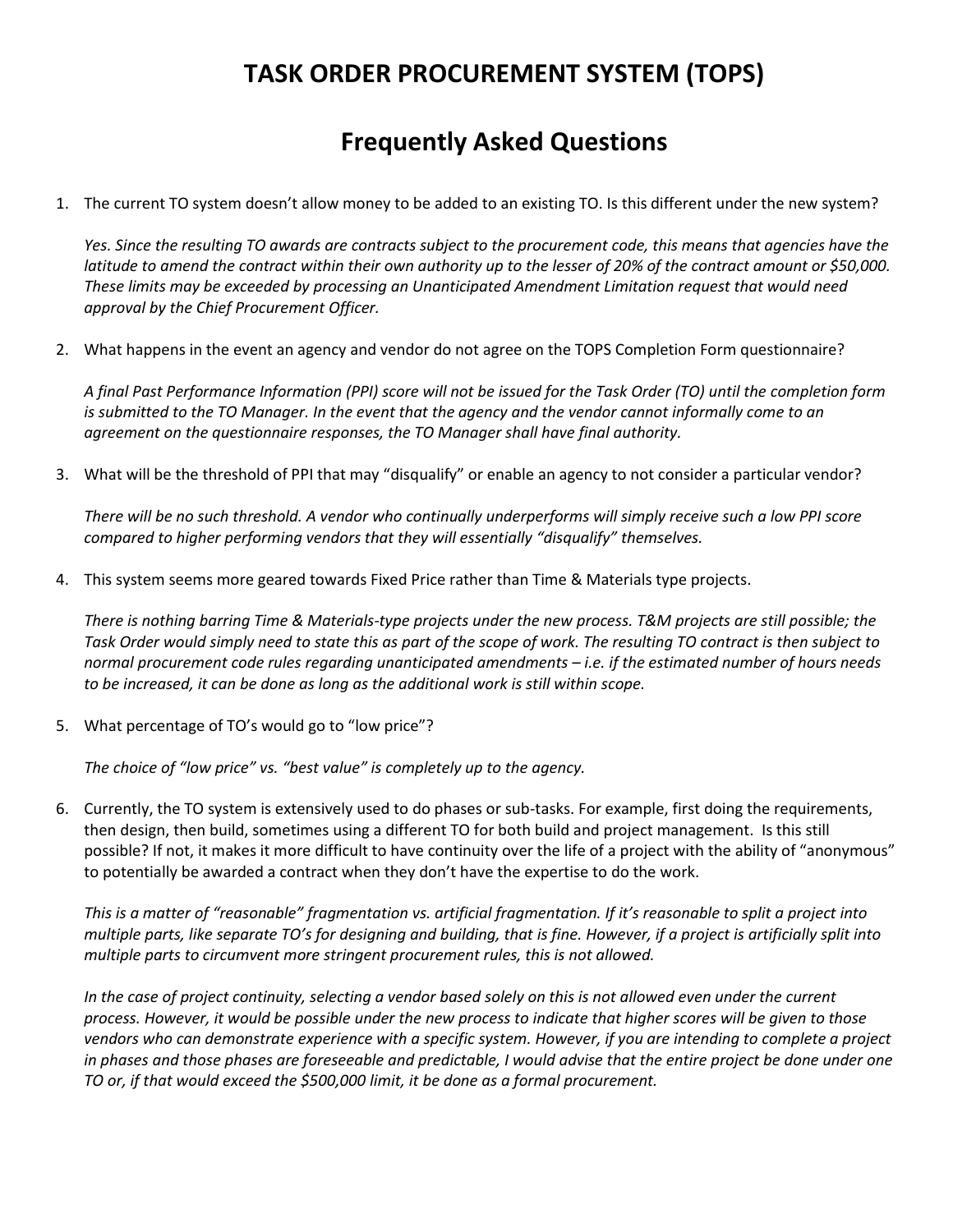# TASK ORDER PROCUREMENT SYSTEM (TOPS)

## Frequently Asked Questions

1. The current TO system doesn't allow money to be added to an existing TO. Is this different under the new system?

   *Yes. Since the resulting TO awards are contracts subject to the procurement code, this means that agencies have the latitude to amend the contract within their own authority up to the lesser of 20% of the contract amount or $50,000. These limits may be exceeded by processing an Unanticipated Amendment Limitation request that would need approval by the Chief Procurement Officer.*

2. What happens in the event an agency and vendor do not agree on the TOPS Completion Form questionnaire?

   *A final Past Performance Information (PPI) score will not be issued for the Task Order (TO) until the completion form is submitted to the TO Manager. In the event that the agency and the vendor cannot informally come to an agreement on the questionnaire responses, the TO Manager shall have final authority.*

3. What will be the threshold of PPI that may "disqualify" or enable an agency to not consider a particular vendor?

   *There will be no such threshold. A vendor who continually underperforms will simply receive such a low PPI score compared to higher performing vendors that they will essentially "disqualify" themselves.*

4. This system seems more geared towards Fixed Price rather than Time & Materials type projects.

   *There is nothing barring Time & Materials-type projects under the new process. T&M projects are still possible; the Task Order would simply need to state this as part of the scope of work. The resulting TO contract is then subject to normal procurement code rules regarding unanticipated amendments – i.e. if the estimated number of hours needs to be increased, it can be done as long as the additional work is still within scope.*

5. What percentage of TO's would go to "low price"?

   *The choice of "low price" vs. "best value" is completely up to the agency.*

6. Currently, the TO system is extensively used to do phases or sub-tasks. For example, first doing the requirements, then design, then build, sometimes using a different TO for both build and project management. Is this still possible? If not, it makes it more difficult to have continuity over the life of a project with the ability of "anonymous" to potentially be awarded a contract when they don't have the expertise to do the work.

   *This is a matter of "reasonable" fragmentation vs. artificial fragmentation. If it's reasonable to split a project into multiple parts, like separate TO's for designing and building, that is fine. However, if a project is artificially split into multiple parts to circumvent more stringent procurement rules, this is not allowed.*

   *In the case of project continuity, selecting a vendor based solely on this is not allowed even under the current process. However, it would be possible under the new process to indicate that higher scores will be given to those vendors who can demonstrate experience with a specific system. However, if you are intending to complete a project in phases and those phases are foreseeable and predictable, I would advise that the entire project be done under one TO or, if that would exceed the $500,000 limit, it be done as a formal procurement.*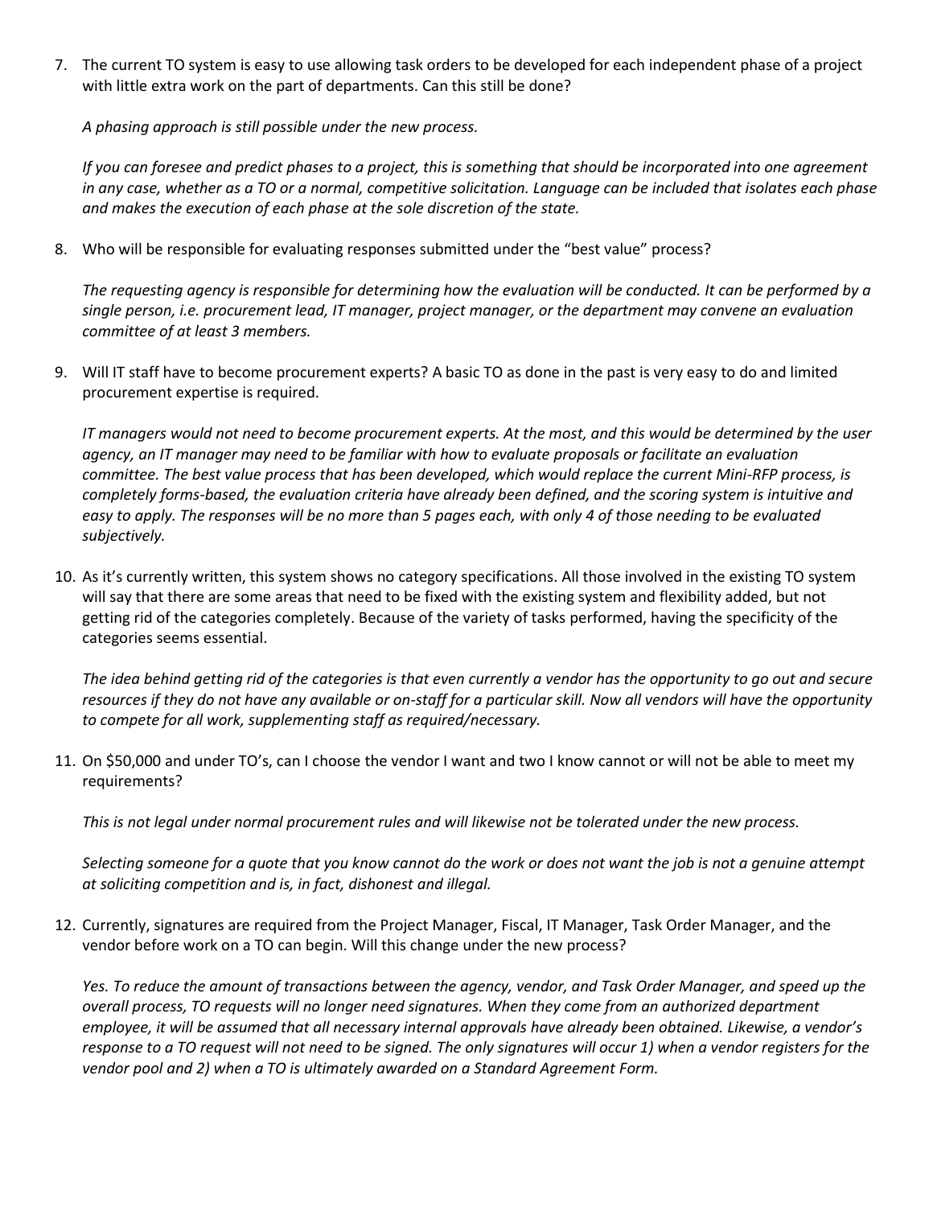7. The current TO system is easy to use allowing task orders to be developed for each independent phase of a project with little extra work on the part of departments. Can this still be done?

   *A phasing approach is still possible under the new process.*

   *If you can foresee and predict phases to a project, this is something that should be incorporated into one agreement in any case, whether as a TO or a normal, competitive solicitation. Language can be included that isolates each phase and makes the execution of each phase at the sole discretion of the state.*

8. Who will be responsible for evaluating responses submitted under the "best value" process?

   *The requesting agency is responsible for determining how the evaluation will be conducted. It can be performed by a single person, i.e. procurement lead, IT manager, project manager, or the department may convene an evaluation committee of at least 3 members.*

9. Will IT staff have to become procurement experts? A basic TO as done in the past is very easy to do and limited procurement expertise is required.

   *IT managers would not need to become procurement experts. At the most, and this would be determined by the user agency, an IT manager may need to be familiar with how to evaluate proposals or facilitate an evaluation committee. The best value process that has been developed, which would replace the current Mini-RFP process, is completely forms-based, the evaluation criteria have already been defined, and the scoring system is intuitive and easy to apply. The responses will be no more than 5 pages each, with only 4 of those needing to be evaluated subjectively.*

10. As it's currently written, this system shows no category specifications. All those involved in the existing TO system will say that there are some areas that need to be fixed with the existing system and flexibility added, but not getting rid of the categories completely. Because of the variety of tasks performed, having the specificity of the categories seems essential.

    *The idea behind getting rid of the categories is that even currently a vendor has the opportunity to go out and secure resources if they do not have any available or on-staff for a particular skill. Now all vendors will have the opportunity to compete for all work, supplementing staff as required/necessary.*

11. On $50,000 and under TO's, can I choose the vendor I want and two I know cannot or will not be able to meet my requirements?

    *This is not legal under normal procurement rules and will likewise not be tolerated under the new process.*

    *Selecting someone for a quote that you know cannot do the work or does not want the job is not a genuine attempt at soliciting competition and is, in fact, dishonest and illegal.*

12. Currently, signatures are required from the Project Manager, Fiscal, IT Manager, Task Order Manager, and the vendor before work on a TO can begin. Will this change under the new process?

    *Yes. To reduce the amount of transactions between the agency, vendor, and Task Order Manager, and speed up the overall process, TO requests will no longer need signatures. When they come from an authorized department employee, it will be assumed that all necessary internal approvals have already been obtained. Likewise, a vendor's response to a TO request will not need to be signed. The only signatures will occur 1) when a vendor registers for the vendor pool and 2) when a TO is ultimately awarded on a Standard Agreement Form.*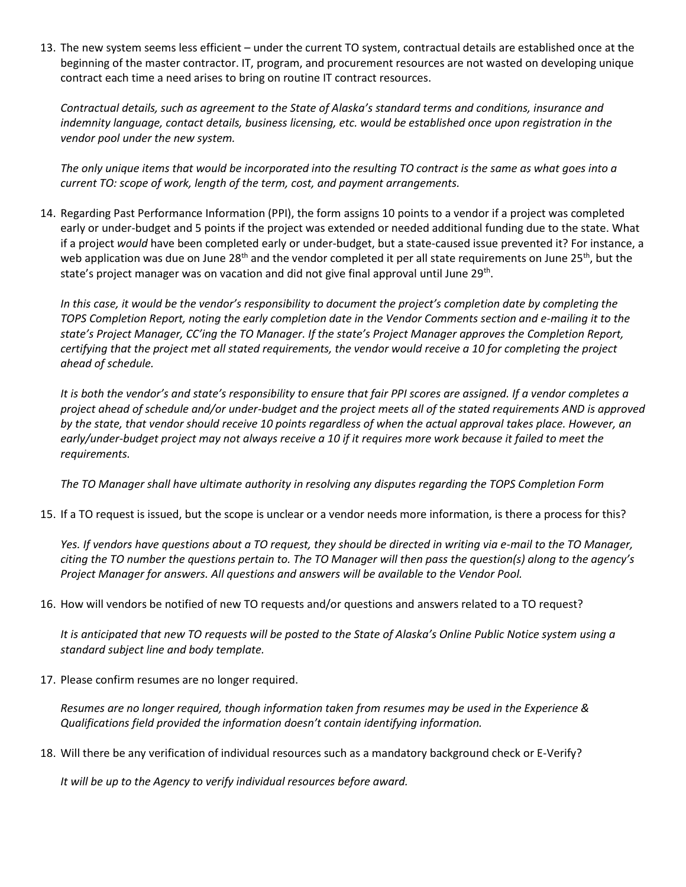13. The new system seems less efficient – under the current TO system, contractual details are established once at the beginning of the master contractor. IT, program, and procurement resources are not wasted on developing unique contract each time a need arises to bring on routine IT contract resources.

    *Contractual details, such as agreement to the State of Alaska's standard terms and conditions, insurance and indemnity language, contact details, business licensing, etc. would be established once upon registration in the vendor pool under the new system.*

    *The only unique items that would be incorporated into the resulting TO contract is the same as what goes into a current TO: scope of work, length of the term, cost, and payment arrangements.*

14. Regarding Past Performance Information (PPI), the form assigns 10 points to a vendor if a project was completed early or under-budget and 5 points if the project was extended or needed additional funding due to the state. What if a project *would* have been completed early or under-budget, but a state-caused issue prevented it? For instance, a web application was due on June 28th and the vendor completed it per all state requirements on June 25th, but the state's project manager was on vacation and did not give final approval until June 29th.

    *In this case, it would be the vendor's responsibility to document the project's completion date by completing the TOPS Completion Report, noting the early completion date in the Vendor Comments section and e-mailing it to the state's Project Manager, CC'ing the TO Manager. If the state's Project Manager approves the Completion Report, certifying that the project met all stated requirements, the vendor would receive a 10 for completing the project ahead of schedule.*

    *It is both the vendor's and state's responsibility to ensure that fair PPI scores are assigned. If a vendor completes a project ahead of schedule and/or under-budget and the project meets all of the stated requirements AND is approved by the state, that vendor should receive 10 points regardless of when the actual approval takes place. However, an early/under-budget project may not always receive a 10 if it requires more work because it failed to meet the requirements.*

    *The TO Manager shall have ultimate authority in resolving any disputes regarding the TOPS Completion Form*

15. If a TO request is issued, but the scope is unclear or a vendor needs more information, is there a process for this?

    *Yes. If vendors have questions about a TO request, they should be directed in writing via e-mail to the TO Manager, citing the TO number the questions pertain to. The TO Manager will then pass the question(s) along to the agency's Project Manager for answers. All questions and answers will be available to the Vendor Pool.*

16. How will vendors be notified of new TO requests and/or questions and answers related to a TO request?

    *It is anticipated that new TO requests will be posted to the State of Alaska's Online Public Notice system using a standard subject line and body template.*

17. Please confirm resumes are no longer required.

    *Resumes are no longer required, though information taken from resumes may be used in the Experience & Qualifications field provided the information doesn't contain identifying information.*

18. Will there be any verification of individual resources such as a mandatory background check or E-Verify?

    *It will be up to the Agency to verify individual resources before award.*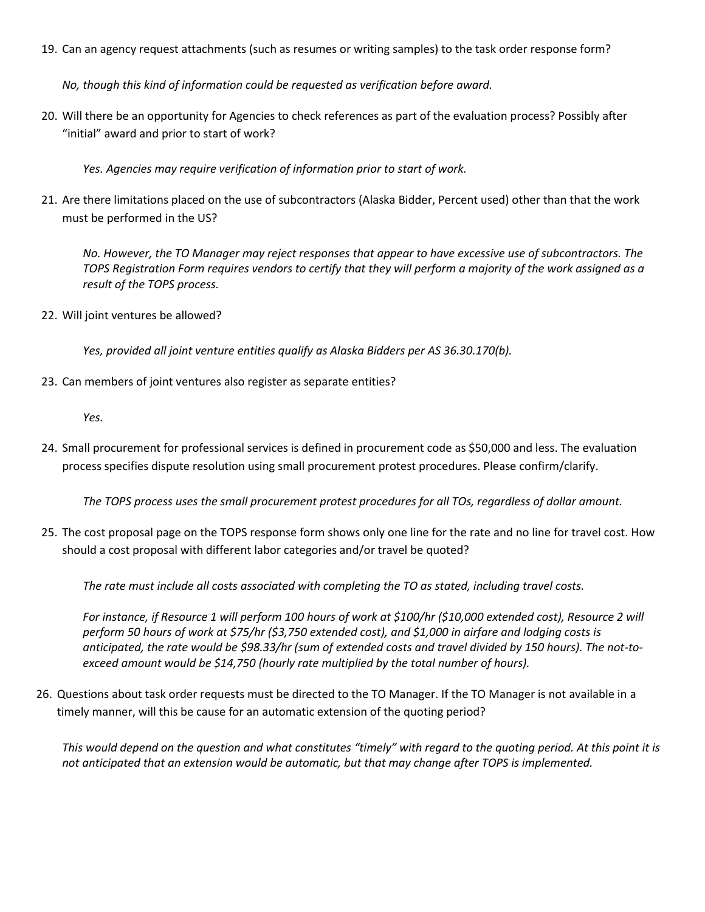19. Can an agency request attachments (such as resumes or writing samples) to the task order response form?

    *No, though this kind of information could be requested as verification before award.*

20. Will there be an opportunity for Agencies to check references as part of the evaluation process? Possibly after "initial" award and prior to start of work?

    *Yes. Agencies may require verification of information prior to start of work.*

21. Are there limitations placed on the use of subcontractors (Alaska Bidder, Percent used) other than that the work must be performed in the US?

    *No. However, the TO Manager may reject responses that appear to have excessive use of subcontractors. The TOPS Registration Form requires vendors to certify that they will perform a majority of the work assigned as a result of the TOPS process.*

22. Will joint ventures be allowed?

    *Yes, provided all joint venture entities qualify as Alaska Bidders per AS 36.30.170(b).*

23. Can members of joint ventures also register as separate entities?

    *Yes.*

24. Small procurement for professional services is defined in procurement code as $50,000 and less. The evaluation process specifies dispute resolution using small procurement protest procedures. Please confirm/clarify.

    *The TOPS process uses the small procurement protest procedures for all TOs, regardless of dollar amount.*

25. The cost proposal page on the TOPS response form shows only one line for the rate and no line for travel cost. How should a cost proposal with different labor categories and/or travel be quoted?

    *The rate must include all costs associated with completing the TO as stated, including travel costs.*

    *For instance, if Resource 1 will perform 100 hours of work at $100/hr ($10,000 extended cost), Resource 2 will perform 50 hours of work at $75/hr ($3,750 extended cost), and $1,000 in airfare and lodging costs is anticipated, the rate would be $98.33/hr (sum of extended costs and travel divided by 150 hours). The not-to-exceed amount would be $14,750 (hourly rate multiplied by the total number of hours).*

26. Questions about task order requests must be directed to the TO Manager. If the TO Manager is not available in a timely manner, will this be cause for an automatic extension of the quoting period?

    *This would depend on the question and what constitutes "timely" with regard to the quoting period. At this point it is not anticipated that an extension would be automatic, but that may change after TOPS is implemented.*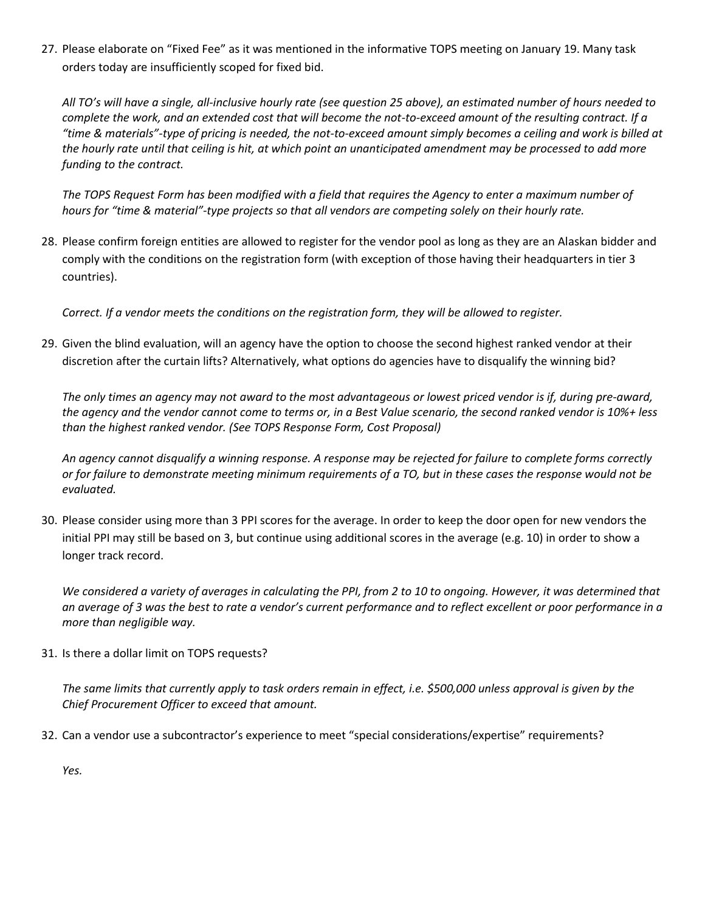27. Please elaborate on "Fixed Fee" as it was mentioned in the informative TOPS meeting on January 19. Many task orders today are insufficiently scoped for fixed bid.

    *All TO's will have a single, all-inclusive hourly rate (see question 25 above), an estimated number of hours needed to complete the work, and an extended cost that will become the not-to-exceed amount of the resulting contract. If a "time & materials"-type of pricing is needed, the not-to-exceed amount simply becomes a ceiling and work is billed at the hourly rate until that ceiling is hit, at which point an unanticipated amendment may be processed to add more funding to the contract.*

    *The TOPS Request Form has been modified with a field that requires the Agency to enter a maximum number of hours for "time & material"-type projects so that all vendors are competing solely on their hourly rate.*

28. Please confirm foreign entities are allowed to register for the vendor pool as long as they are an Alaskan bidder and comply with the conditions on the registration form (with exception of those having their headquarters in tier 3 countries).

    *Correct. If a vendor meets the conditions on the registration form, they will be allowed to register.*

29. Given the blind evaluation, will an agency have the option to choose the second highest ranked vendor at their discretion after the curtain lifts? Alternatively, what options do agencies have to disqualify the winning bid?

    *The only times an agency may not award to the most advantageous or lowest priced vendor is if, during pre-award, the agency and the vendor cannot come to terms or, in a Best Value scenario, the second ranked vendor is 10%+ less than the highest ranked vendor. (See TOPS Response Form, Cost Proposal)*

    *An agency cannot disqualify a winning response. A response may be rejected for failure to complete forms correctly or for failure to demonstrate meeting minimum requirements of a TO, but in these cases the response would not be evaluated.*

30. Please consider using more than 3 PPI scores for the average. In order to keep the door open for new vendors the initial PPI may still be based on 3, but continue using additional scores in the average (e.g. 10) in order to show a longer track record.

    *We considered a variety of averages in calculating the PPI, from 2 to 10 to ongoing. However, it was determined that an average of 3 was the best to rate a vendor's current performance and to reflect excellent or poor performance in a more than negligible way.*

31. Is there a dollar limit on TOPS requests?

    *The same limits that currently apply to task orders remain in effect, i.e. $500,000 unless approval is given by the Chief Procurement Officer to exceed that amount.*

32. Can a vendor use a subcontractor's experience to meet "special considerations/expertise" requirements?

    *Yes.*